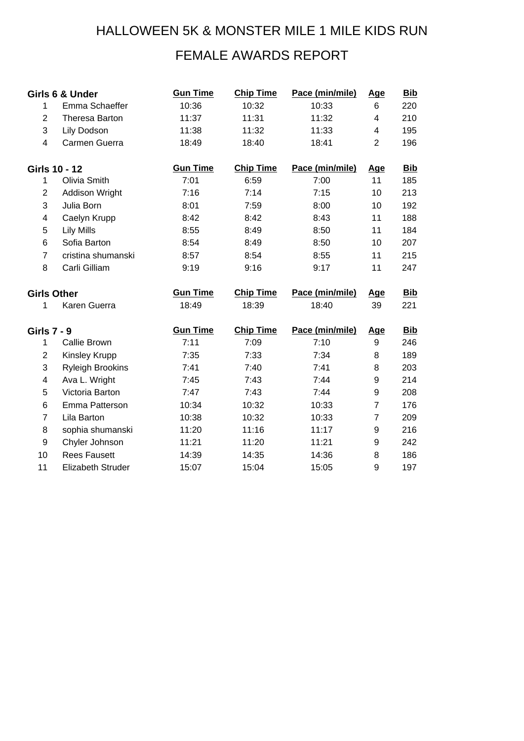# HALLOWEEN 5K & MONSTER MILE 1 MILE KIDS RUN

## FEMALE AWARDS REPORT

| Girls 6 & Under | | Gun Time | Chip Time | Pace (min/mile) | Age | Bib |
|---|---|---|---|---|---|---|
| 1 | Emma Schaeffer | 10:36 | 10:32 | 10:33 | 6 | 220 |
| 2 | Theresa Barton | 11:37 | 11:31 | 11:32 | 4 | 210 |
| 3 | Lily Dodson | 11:38 | 11:32 | 11:33 | 4 | 195 |
| 4 | Carmen Guerra | 18:49 | 18:40 | 18:41 | 2 | 196 |

| Girls 10 - 12 | | Gun Time | Chip Time | Pace (min/mile) | Age | Bib |
|---|---|---|---|---|---|---|
| 1 | Olivia Smith | 7:01 | 6:59 | 7:00 | 11 | 185 |
| 2 | Addison Wright | 7:16 | 7:14 | 7:15 | 10 | 213 |
| 3 | Julia Born | 8:01 | 7:59 | 8:00 | 10 | 192 |
| 4 | Caelyn Krupp | 8:42 | 8:42 | 8:43 | 11 | 188 |
| 5 | Lily Mills | 8:55 | 8:49 | 8:50 | 11 | 184 |
| 6 | Sofia Barton | 8:54 | 8:49 | 8:50 | 10 | 207 |
| 7 | cristina shumanski | 8:57 | 8:54 | 8:55 | 11 | 215 |
| 8 | Carli Gilliam | 9:19 | 9:16 | 9:17 | 11 | 247 |

| Girls Other | | Gun Time | Chip Time | Pace (min/mile) | Age | Bib |
|---|---|---|---|---|---|---|
| 1 | Karen Guerra | 18:49 | 18:39 | 18:40 | 39 | 221 |

| Girls 7 - 9 | | Gun Time | Chip Time | Pace (min/mile) | Age | Bib |
|---|---|---|---|---|---|---|
| 1 | Callie Brown | 7:11 | 7:09 | 7:10 | 9 | 246 |
| 2 | Kinsley Krupp | 7:35 | 7:33 | 7:34 | 8 | 189 |
| 3 | Ryleigh Brookins | 7:41 | 7:40 | 7:41 | 8 | 203 |
| 4 | Ava L. Wright | 7:45 | 7:43 | 7:44 | 9 | 214 |
| 5 | Victoria Barton | 7:47 | 7:43 | 7:44 | 9 | 208 |
| 6 | Emma Patterson | 10:34 | 10:32 | 10:33 | 7 | 176 |
| 7 | Lila Barton | 10:38 | 10:32 | 10:33 | 7 | 209 |
| 8 | sophia shumanski | 11:20 | 11:16 | 11:17 | 9 | 216 |
| 9 | Chyler Johnson | 11:21 | 11:20 | 11:21 | 9 | 242 |
| 10 | Rees Fausett | 14:39 | 14:35 | 14:36 | 8 | 186 |
| 11 | Elizabeth Struder | 15:07 | 15:04 | 15:05 | 9 | 197 |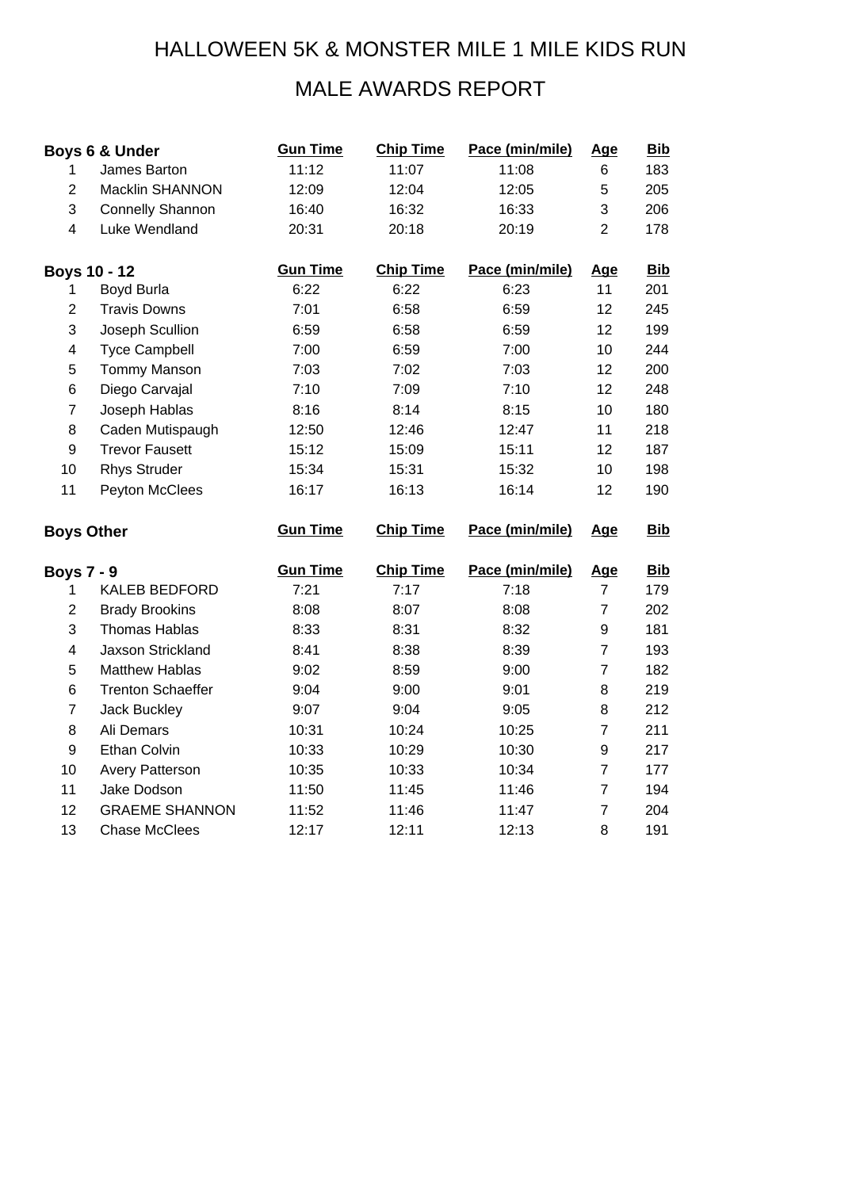# HALLOWEEN 5K & MONSTER MILE 1 MILE KIDS RUN

## MALE AWARDS REPORT

| Boys 6 & Under | | Gun Time | Chip Time | Pace (min/mile) | Age | Bib |
|---|---|---|---|---|---|---|
| 1 | James Barton | 11:12 | 11:07 | 11:08 | 6 | 183 |
| 2 | Macklin SHANNON | 12:09 | 12:04 | 12:05 | 5 | 205 |
| 3 | Connelly Shannon | 16:40 | 16:32 | 16:33 | 3 | 206 |
| 4 | Luke Wendland | 20:31 | 20:18 | 20:19 | 2 | 178 |

| Boys 10 - 12 | | Gun Time | Chip Time | Pace (min/mile) | Age | Bib |
|---|---|---|---|---|---|---|
| 1 | Boyd Burla | 6:22 | 6:22 | 6:23 | 11 | 201 |
| 2 | Travis Downs | 7:01 | 6:58 | 6:59 | 12 | 245 |
| 3 | Joseph Scullion | 6:59 | 6:58 | 6:59 | 12 | 199 |
| 4 | Tyce Campbell | 7:00 | 6:59 | 7:00 | 10 | 244 |
| 5 | Tommy Manson | 7:03 | 7:02 | 7:03 | 12 | 200 |
| 6 | Diego Carvajal | 7:10 | 7:09 | 7:10 | 12 | 248 |
| 7 | Joseph Hablas | 8:16 | 8:14 | 8:15 | 10 | 180 |
| 8 | Caden Mutispaugh | 12:50 | 12:46 | 12:47 | 11 | 218 |
| 9 | Trevor Fausett | 15:12 | 15:09 | 15:11 | 12 | 187 |
| 10 | Rhys Struder | 15:34 | 15:31 | 15:32 | 10 | 198 |
| 11 | Peyton McClees | 16:17 | 16:13 | 16:14 | 12 | 190 |

| Boys Other | | Gun Time | Chip Time | Pace (min/mile) | Age | Bib |
|---|---|---|---|---|---|---|

| Boys 7 - 9 | | Gun Time | Chip Time | Pace (min/mile) | Age | Bib |
|---|---|---|---|---|---|---|
| 1 | KALEB BEDFORD | 7:21 | 7:17 | 7:18 | 7 | 179 |
| 2 | Brady Brookins | 8:08 | 8:07 | 8:08 | 7 | 202 |
| 3 | Thomas Hablas | 8:33 | 8:31 | 8:32 | 9 | 181 |
| 4 | Jaxson Strickland | 8:41 | 8:38 | 8:39 | 7 | 193 |
| 5 | Matthew Hablas | 9:02 | 8:59 | 9:00 | 7 | 182 |
| 6 | Trenton Schaeffer | 9:04 | 9:00 | 9:01 | 8 | 219 |
| 7 | Jack Buckley | 9:07 | 9:04 | 9:05 | 8 | 212 |
| 8 | Ali Demars | 10:31 | 10:24 | 10:25 | 7 | 211 |
| 9 | Ethan Colvin | 10:33 | 10:29 | 10:30 | 9 | 217 |
| 10 | Avery Patterson | 10:35 | 10:33 | 10:34 | 7 | 177 |
| 11 | Jake Dodson | 11:50 | 11:45 | 11:46 | 7 | 194 |
| 12 | GRAEME SHANNON | 11:52 | 11:46 | 11:47 | 7 | 204 |
| 13 | Chase McClees | 12:17 | 12:11 | 12:13 | 8 | 191 |